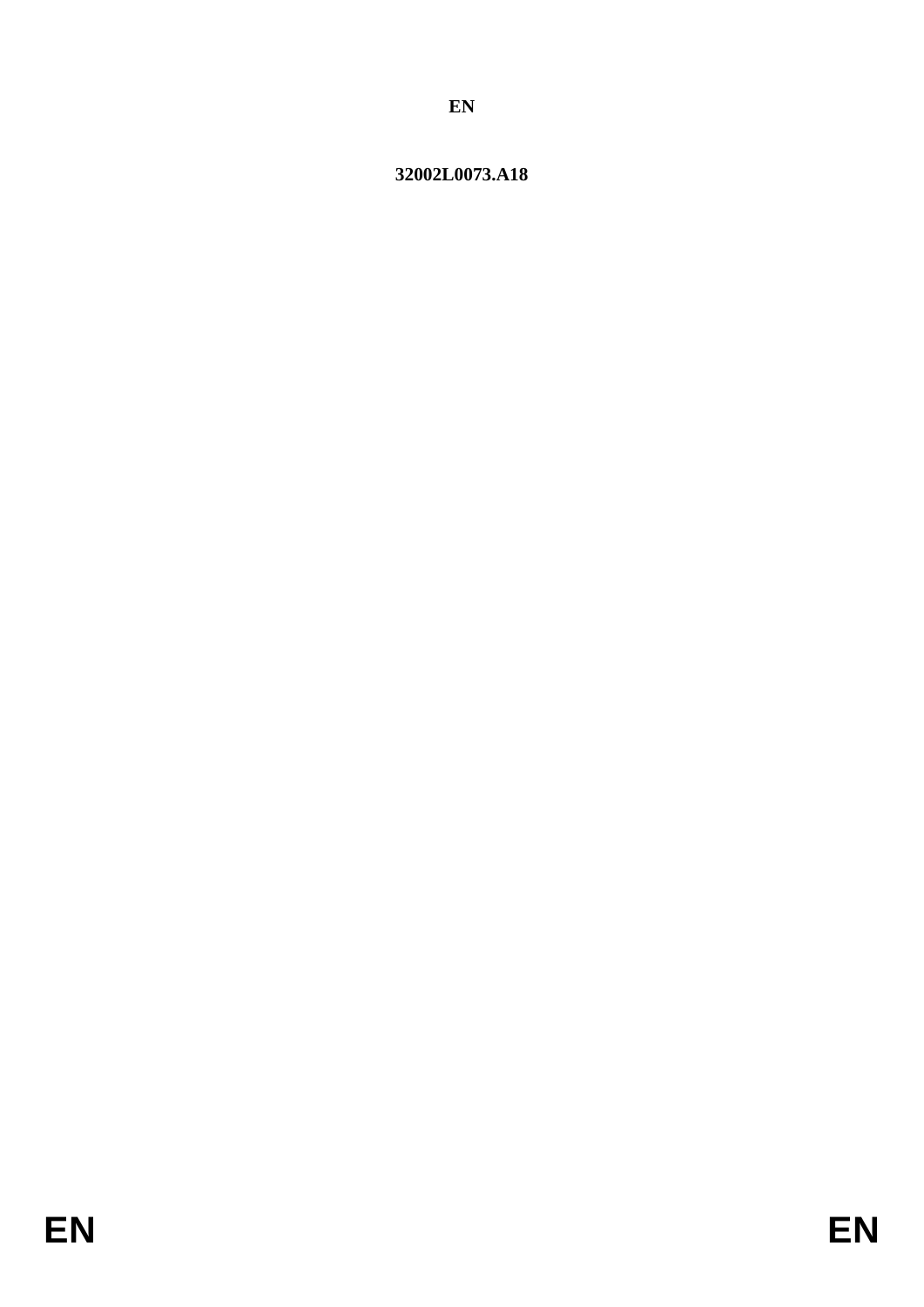**EN**

**32002L0073.A18**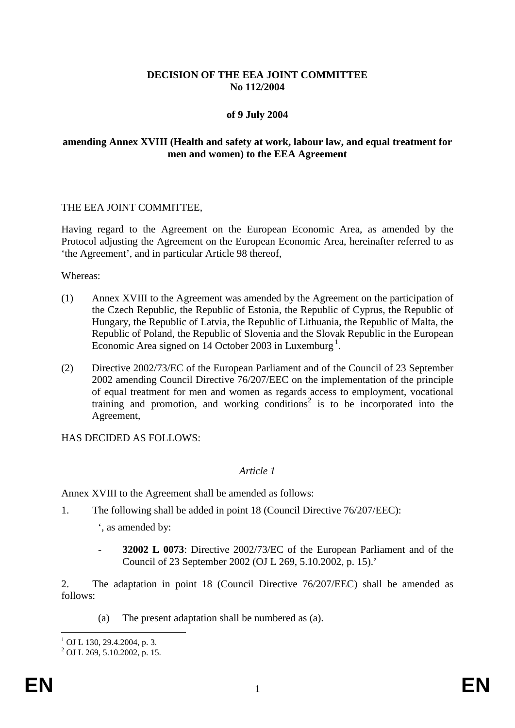**DECISION OF THE EEA JOINT COMMITTEE**
**No 112/2004**

**of 9 July 2004**

**amending Annex XVIII (Health and safety at work, labour law, and equal treatment for men and women) to the EEA Agreement**

THE EEA JOINT COMMITTEE,

Having regard to the Agreement on the European Economic Area, as amended by the Protocol adjusting the Agreement on the European Economic Area, hereinafter referred to as 'the Agreement', and in particular Article 98 thereof,

Whereas:

(1) Annex XVIII to the Agreement was amended by the Agreement on the participation of the Czech Republic, the Republic of Estonia, the Republic of Cyprus, the Republic of Hungary, the Republic of Latvia, the Republic of Lithuania, the Republic of Malta, the Republic of Poland, the Republic of Slovenia and the Slovak Republic in the European Economic Area signed on 14 October 2003 in Luxemburg [1].

(2) Directive 2002/73/EC of the European Parliament and of the Council of 23 September 2002 amending Council Directive 76/207/EEC on the implementation of the principle of equal treatment for men and women as regards access to employment, vocational training and promotion, and working conditions[2] is to be incorporated into the Agreement,

HAS DECIDED AS FOLLOWS:

*Article 1*

Annex XVIII to the Agreement shall be amended as follows:

1. The following shall be added in point 18 (Council Directive 76/207/EEC):

   ', as amended by:

   - **32002 L 0073**: Directive 2002/73/EC of the European Parliament and of the Council of 23 September 2002 (OJ L 269, 5.10.2002, p. 15).'

2. The adaptation in point 18 (Council Directive 76/207/EEC) shall be amended as follows:

   (a) The present adaptation shall be numbered as (a).

[1] OJ L 130, 29.4.2004, p. 3.
[2] OJ L 269, 5.10.2002, p. 15.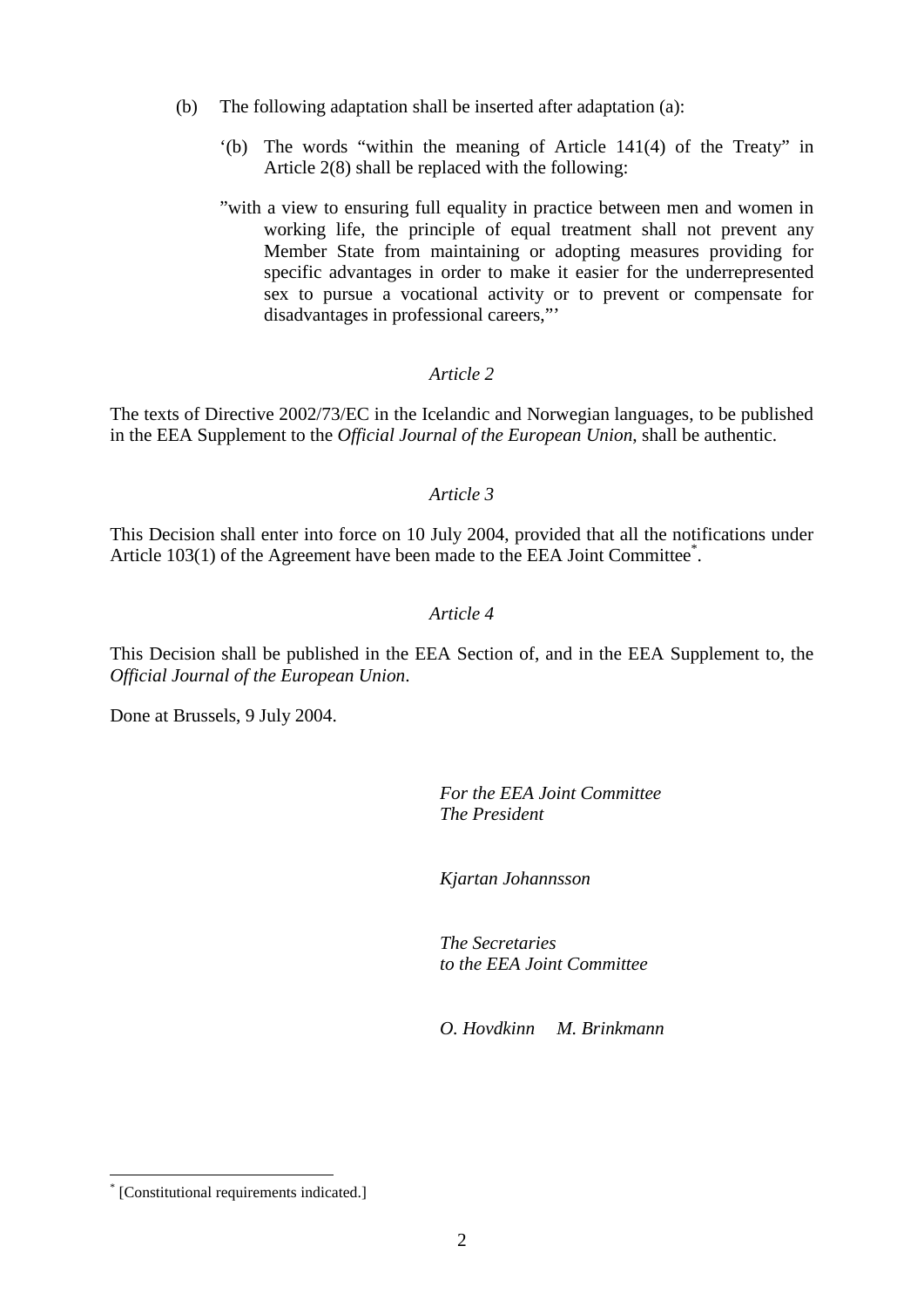(b) The following adaptation shall be inserted after adaptation (a):

‘(b) The words “within the meaning of Article 141(4) of the Treaty” in Article 2(8) shall be replaced with the following:

”with a view to ensuring full equality in practice between men and women in working life, the principle of equal treatment shall not prevent any Member State from maintaining or adopting measures providing for specific advantages in order to make it easier for the underrepresented sex to pursue a vocational activity or to prevent or compensate for disadvantages in professional careers,”’

*Article 2*

The texts of Directive 2002/73/EC in the Icelandic and Norwegian languages, to be published in the EEA Supplement to the *Official Journal of the European Union*, shall be authentic.

*Article 3*

This Decision shall enter into force on 10 July 2004, provided that all the notifications under Article 103(1) of the Agreement have been made to the EEA Joint Committee[*].

*Article 4*

This Decision shall be published in the EEA Section of, and in the EEA Supplement to, the *Official Journal of the European Union*.

Done at Brussels, 9 July 2004.

*For the EEA Joint Committee*
*The President*

*Kjartan Johannsson*

*The Secretaries*
*to the EEA Joint Committee*

*O. Hovdkinn M. Brinkmann*

---

[*] [Constitutional requirements indicated.]